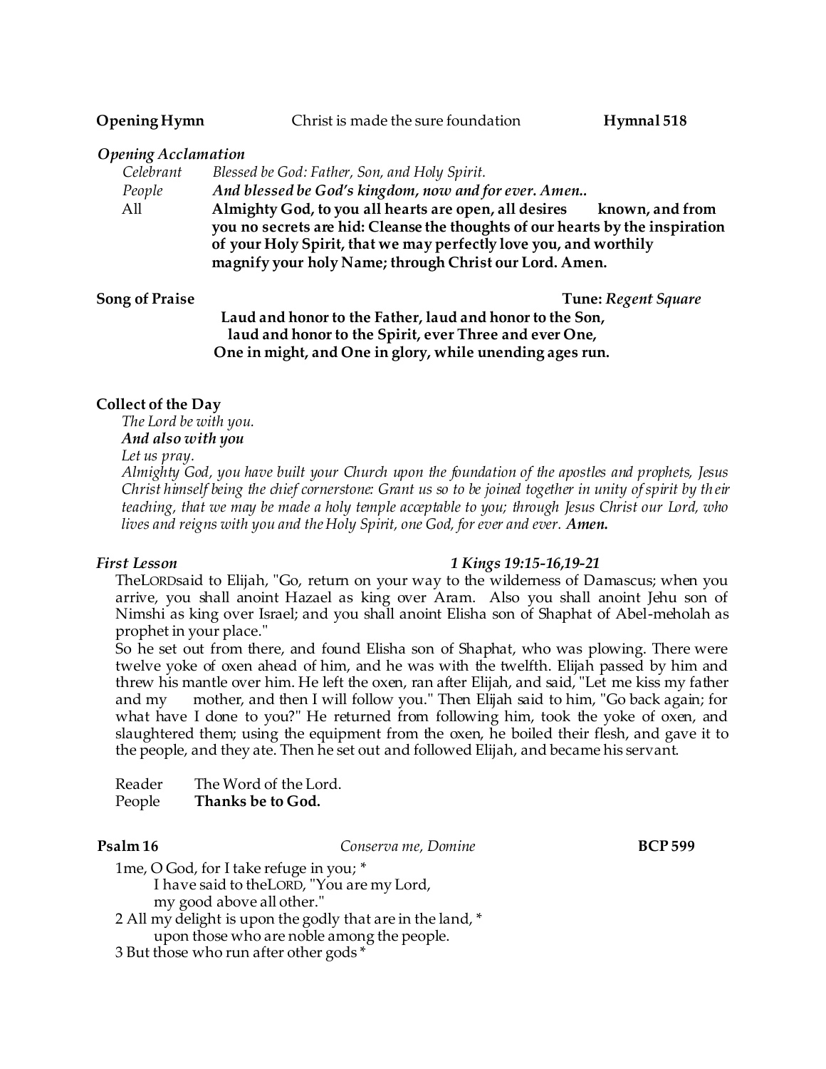**Opening Hymn** Christ is made the sure foundation **Hymnal 518**

***Opening Acclamation***

*Celebrant* *Blessed be God: Father, Son, and Holy Spirit.*
*People* ***And blessed be God's kingdom, now and for ever. Amen..***
All **Almighty God, to you all hearts are open, all desires known, and from you no secrets are hid: Cleanse the thoughts of our hearts by the inspiration of your Holy Spirit, that we may perfectly love you, and worthily magnify your holy Name; through Christ our Lord. Amen.**

**Song of Praise** **Tune:** ***Regent Square***

**Laud and honor to the Father, laud and honor to the Son,**
**laud and honor to the Spirit, ever Three and ever One,**
**One in might, and One in glory, while unending ages run.**

**Collect of the Day**

*The Lord be with you.*
***And also with you***
*Let us pray.*
*Almighty God, you have built your Church upon the foundation of the apostles and prophets, Jesus Christ himself being the chief cornerstone: Grant us so to be joined together in unity of spirit by their teaching, that we may be made a holy temple acceptable to you; through Jesus Christ our Lord, who lives and reigns with you and the Holy Spirit, one God, for ever and ever.* ***Amen.***

***First Lesson*** ***1 Kings 19:15-16,19-21***

TheLORDsaid to Elijah, "Go, return on your way to the wilderness of Damascus; when you arrive, you shall anoint Hazael as king over Aram. Also you shall anoint Jehu son of Nimshi as king over Israel; and you shall anoint Elisha son of Shaphat of Abel-meholah as prophet in your place."
So he set out from there, and found Elisha son of Shaphat, who was plowing. There were twelve yoke of oxen ahead of him, and he was with the twelfth. Elijah passed by him and threw his mantle over him. He left the oxen, ran after Elijah, and said, "Let me kiss my father and my mother, and then I will follow you." Then Elijah said to him, "Go back again; for what have I done to you?" He returned from following him, took the yoke of oxen, and slaughtered them; using the equipment from the oxen, he boiled their flesh, and gave it to the people, and they ate. Then he set out and followed Elijah, and became his servant.

Reader The Word of the Lord.
People **Thanks be to God.**

**Psalm 16** *Conserva me, Domine* **BCP 599**

1me, O God, for I take refuge in you; *
I have said to theLORD, "You are my Lord,
my good above all other."
2 All my delight is upon the godly that are in the land, *
upon those who are noble among the people.
3 But those who run after other gods *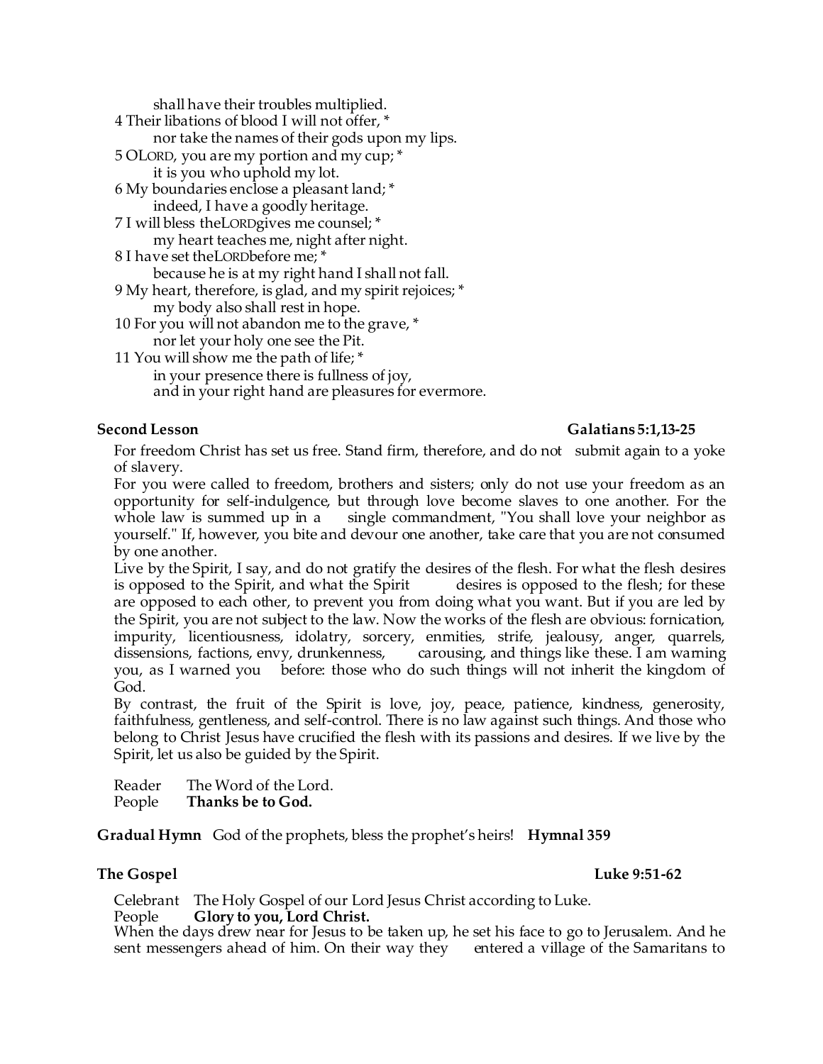shall have their troubles multiplied.

4 Their libations of blood I will not offer, *
    nor take the names of their gods upon my lips.

5 O LORD, you are my portion and my cup; *
    it is you who uphold my lot.

6 My boundaries enclose a pleasant land; *
    indeed, I have a goodly heritage.

7 I will bless the LORD gives me counsel; *
    my heart teaches me, night after night.

8 I have set the LORD before me; *
    because he is at my right hand I shall not fall.

9 My heart, therefore, is glad, and my spirit rejoices; *
    my body also shall rest in hope.

10 For you will not abandon me to the grave, *
    nor let your holy one see the Pit.

11 You will show me the path of life; *
    in your presence there is fullness of joy,
    and in your right hand are pleasures for evermore.

**Second Lesson** **Galatians 5:1,13-25**

For freedom Christ has set us free. Stand firm, therefore, and do not submit again to a yoke of slavery.

For you were called to freedom, brothers and sisters; only do not use your freedom as an opportunity for self-indulgence, but through love become slaves to one another. For the whole law is summed up in a single commandment, "You shall love your neighbor as yourself." If, however, you bite and devour one another, take care that you are not consumed by one another.

Live by the Spirit, I say, and do not gratify the desires of the flesh. For what the flesh desires is opposed to the Spirit, and what the Spirit desires is opposed to the flesh; for these are opposed to each other, to prevent you from doing what you want. But if you are led by the Spirit, you are not subject to the law. Now the works of the flesh are obvious: fornication, impurity, licentiousness, idolatry, sorcery, enmities, strife, jealousy, anger, quarrels, dissensions, factions, envy, drunkenness, carousing, and things like these. I am warning you, as I warned you before: those who do such things will not inherit the kingdom of God.

By contrast, the fruit of the Spirit is love, joy, peace, patience, kindness, generosity, faithfulness, gentleness, and self-control. There is no law against such things. And those who belong to Christ Jesus have crucified the flesh with its passions and desires. If we live by the Spirit, let us also be guided by the Spirit.

Reader The Word of the Lord.
People **Thanks be to God.**

**Gradual Hymn** God of the prophets, bless the prophet's heirs! **Hymnal 359**

**The Gospel** **Luke 9:51-62**

Celebrant The Holy Gospel of our Lord Jesus Christ according to Luke.
People **Glory to you, Lord Christ.**

When the days drew near for Jesus to be taken up, he set his face to go to Jerusalem. And he sent messengers ahead of him. On their way they entered a village of the Samaritans to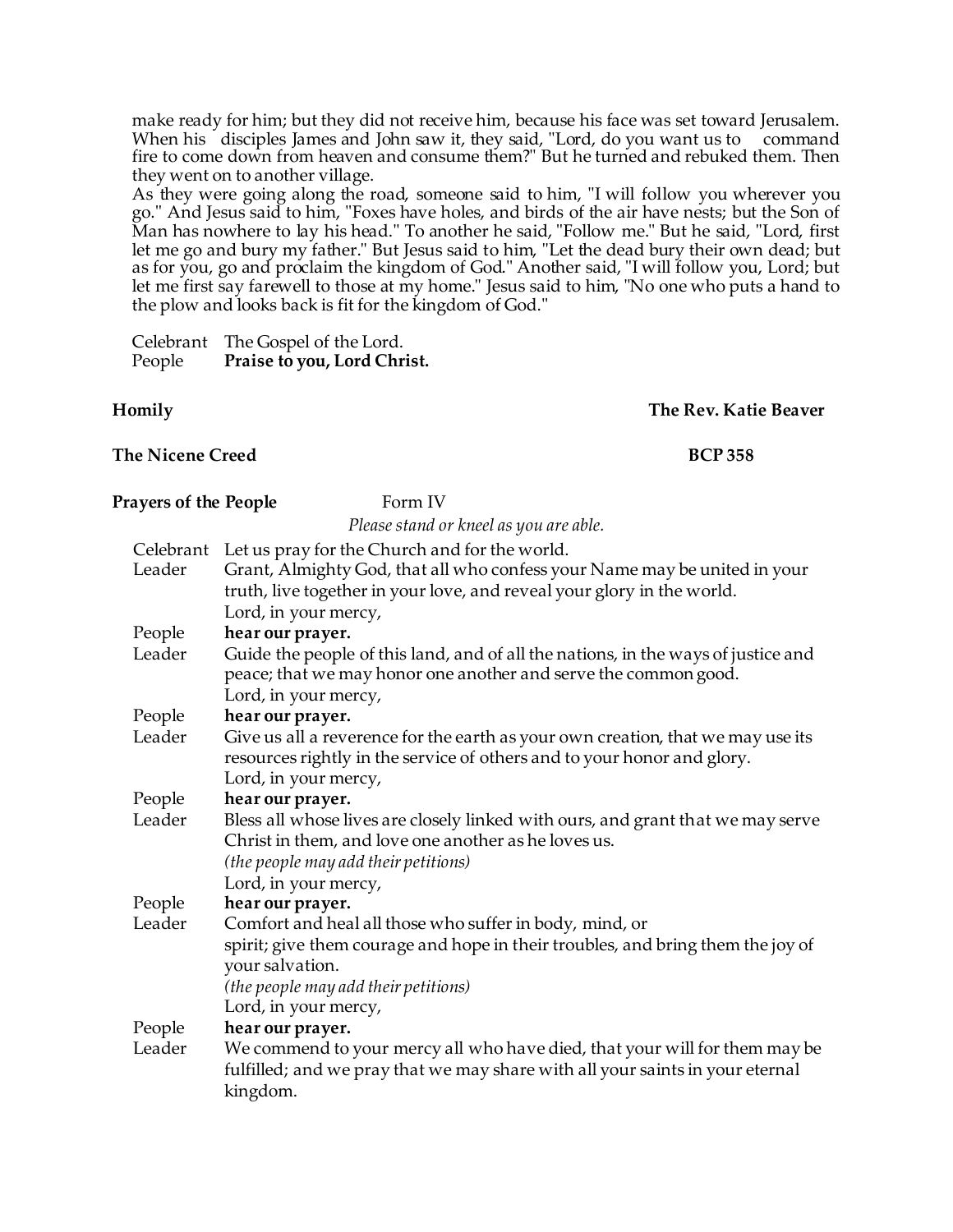make ready for him; but they did not receive him, because his face was set toward Jerusalem. When his disciples James and John saw it, they said, "Lord, do you want us to command fire to come down from heaven and consume them?" But he turned and rebuked them. Then they went on to another village.

As they were going along the road, someone said to him, "I will follow you wherever you go." And Jesus said to him, "Foxes have holes, and birds of the air have nests; but the Son of Man has nowhere to lay his head." To another he said, "Follow me." But he said, "Lord, first let me go and bury my father." But Jesus said to him, "Let the dead bury their own dead; but as for you, go and proclaim the kingdom of God." Another said, "I will follow you, Lord; but let me first say farewell to those at my home." Jesus said to him, "No one who puts a hand to the plow and looks back is fit for the kingdom of God."

Celebrant The Gospel of the Lord.
People **Praise to you, Lord Christ.**

**Homily** **The Rev. Katie Beaver**

**The Nicene Creed** **BCP 358**

**Prayers of the People** Form IV

*Please stand or kneel as you are able.*

Celebrant Let us pray for the Church and for the world.

Leader Grant, Almighty God, that all who confess your Name may be united in your truth, live together in your love, and reveal your glory in the world.
Lord, in your mercy,

People **hear our prayer.**

Leader Guide the people of this land, and of all the nations, in the ways of justice and peace; that we may honor one another and serve the common good.
Lord, in your mercy,

People **hear our prayer.**

Leader Give us all a reverence for the earth as your own creation, that we may use its resources rightly in the service of others and to your honor and glory.
Lord, in your mercy,

People **hear our prayer.**

Leader Bless all whose lives are closely linked with ours, and grant that we may serve Christ in them, and love one another as he loves us.
*(the people may add their petitions)*
Lord, in your mercy,

People **hear our prayer.**

Leader Comfort and heal all those who suffer in body, mind, or spirit; give them courage and hope in their troubles, and bring them the joy of your salvation.
*(the people may add their petitions)*
Lord, in your mercy,

People **hear our prayer.**

Leader We commend to your mercy all who have died, that your will for them may be fulfilled; and we pray that we may share with all your saints in your eternal kingdom.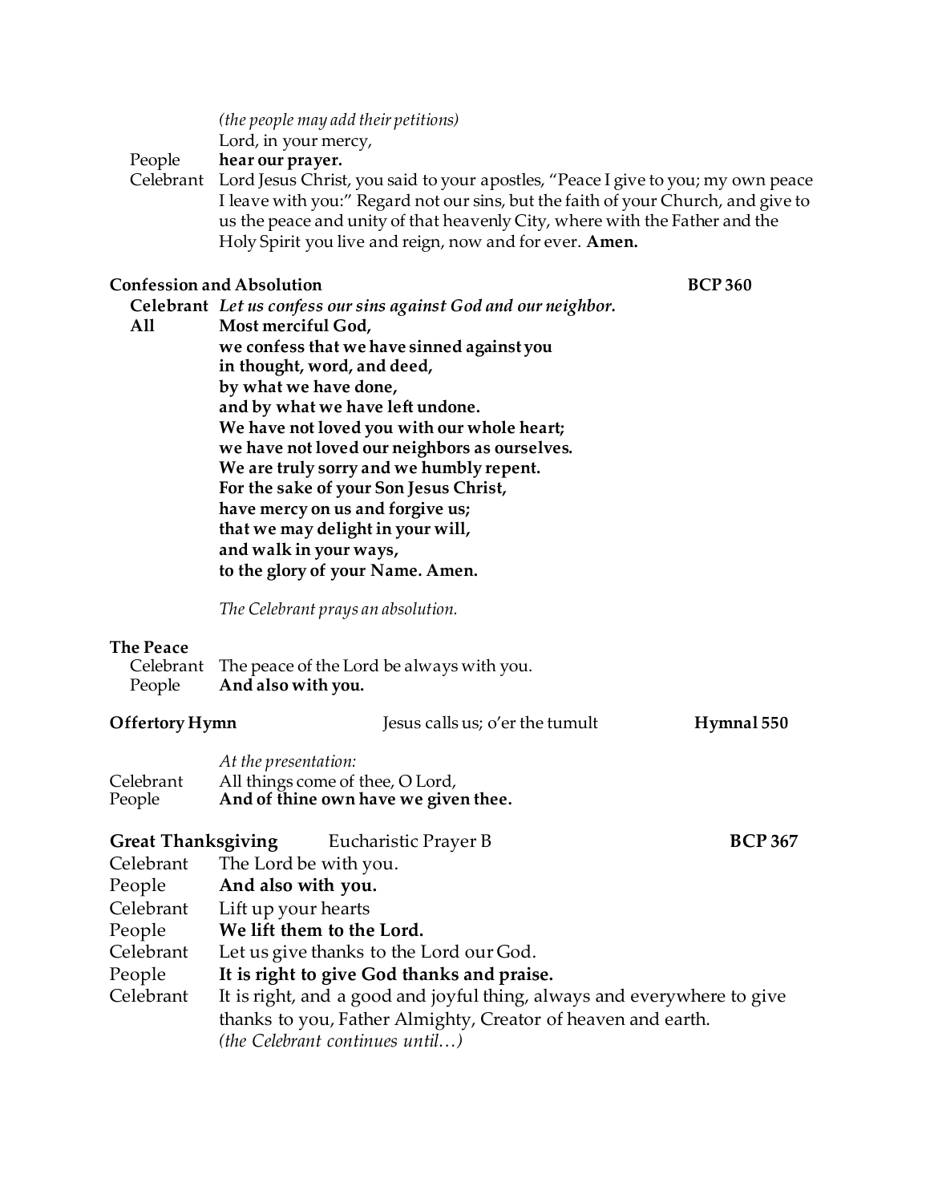*(the people may add their petitions)*
Lord, in your mercy,

People **hear our prayer.**

Celebrant Lord Jesus Christ, you said to your apostles, "Peace I give to you; my own peace I leave with you:" Regard not our sins, but the faith of your Church, and give to us the peace and unity of that heavenly City, where with the Father and the Holy Spirit you live and reign, now and for ever. **Amen.**

**Confession and Absolution** **BCP 360**

**Celebrant** ***Let us confess our sins against God and our neighbor.***

**All** **Most merciful God,**
**we confess that we have sinned against you**
**in thought, word, and deed,**
**by what we have done,**
**and by what we have left undone.**
**We have not loved you with our whole heart;**
**we have not loved our neighbors as ourselves.**
**We are truly sorry and we humbly repent.**
**For the sake of your Son Jesus Christ,**
**have mercy on us and forgive us;**
**that we may delight in your will,**
**and walk in your ways,**
**to the glory of your Name. Amen.**

*The Celebrant prays an absolution.*

**The Peace**

Celebrant The peace of the Lord be always with you.
People **And also with you.**

**Offertory Hymn** Jesus calls us; o'er the tumult **Hymnal 550**

*At the presentation:*

Celebrant All things come of thee, O Lord,
People **And of thine own have we given thee.**

**Great Thanksgiving** Eucharistic Prayer B **BCP 367**

Celebrant The Lord be with you.
People **And also with you.**
Celebrant Lift up your hearts
People **We lift them to the Lord.**
Celebrant Let us give thanks to the Lord our God.
People **It is right to give God thanks and praise.**
Celebrant It is right, and a good and joyful thing, always and everywhere to give thanks to you, Father Almighty, Creator of heaven and earth.
*(the Celebrant continues until…)*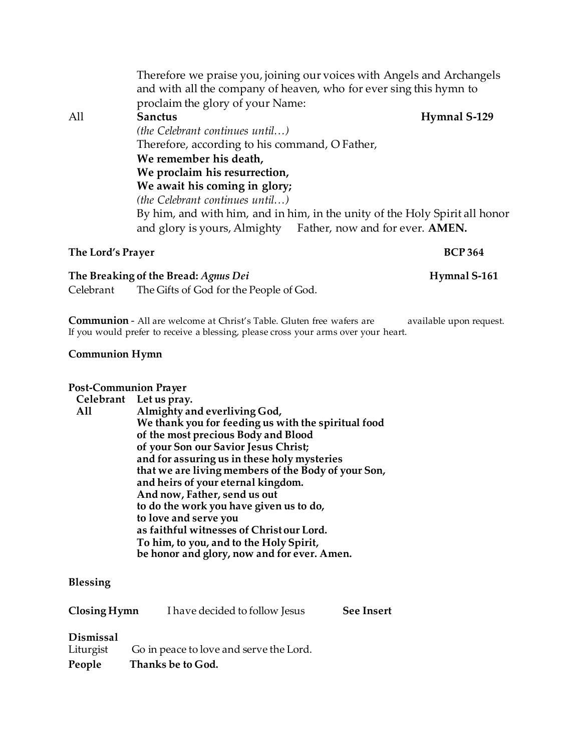Therefore we praise you, joining our voices with Angels and Archangels and with all the company of heaven, who for ever sing this hymn to proclaim the glory of your Name:

All **Sanctus** **Hymnal S-129**

*(the Celebrant continues until…)*

Therefore, according to his command, O Father,

**We remember his death,**
**We proclaim his resurrection,**
**We await his coming in glory;**

*(the Celebrant continues until…)*

By him, and with him, and in him, in the unity of the Holy Spirit all honor and glory is yours, Almighty Father, now and for ever. **AMEN.**

**The Lord's Prayer** **BCP 364**

**The Breaking of the Bread:** ***Agnus Dei*** **Hymnal S-161**

Celebrant The Gifts of God for the People of God.

**Communion** - All are welcome at Christ's Table. Gluten free wafers are available upon request. If you would prefer to receive a blessing, please cross your arms over your heart.

**Communion Hymn**

**Post-Communion Prayer**

Celebrant **Let us pray.**

All **Almighty and everliving God,**
**We thank you for feeding us with the spiritual food**
**of the most precious Body and Blood**
**of your Son our Savior Jesus Christ;**
**and for assuring us in these holy mysteries**
**that we are living members of the Body of your Son,**
**and heirs of your eternal kingdom.**
**And now, Father, send us out**
**to do the work you have given us to do,**
**to love and serve you**
**as faithful witnesses of Christ our Lord.**
**To him, to you, and to the Holy Spirit,**
**be honor and glory, now and for ever. Amen.**

**Blessing**

**Closing Hymn** I have decided to follow Jesus **See Insert**

**Dismissal**

Liturgist Go in peace to love and serve the Lord.

**People Thanks be to God.**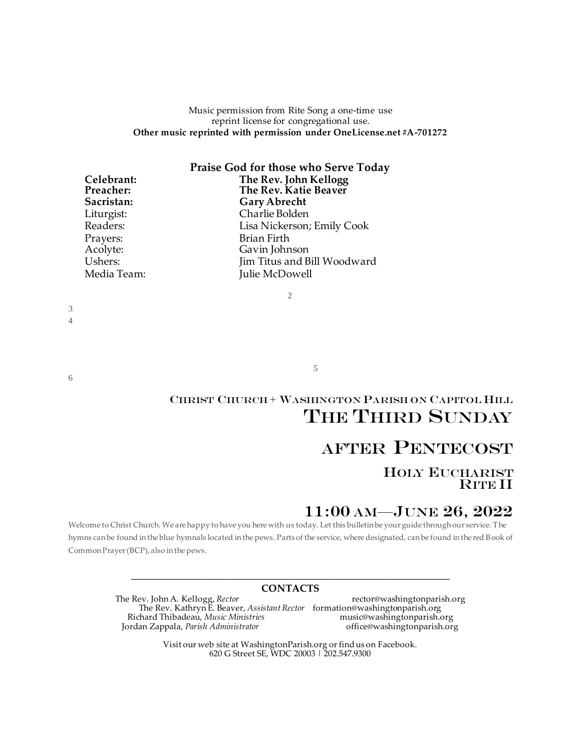Music permission from Rite Song a one-time use
reprint license for congregational use.
**Other music reprinted with permission under OneLicense.net #A-701272**

**Praise God for those who Serve Today**

| | |
|---|---|
| **Celebrant:** | **The Rev. John Kellogg** |
| **Preacher:** | **The Rev. Katie Beaver** |
| **Sacristan:** | **Gary Abrecht** |
| Liturgist: | Charlie Bolden |
| Readers: | Lisa Nickerson; Emily Cook |
| Prayers: | Brian Firth |
| Acolyte: | Gavin Johnson |
| Ushers: | Jim Titus and Bill Woodward |
| Media Team: | Julie McDowell |

Christ Church + Washington Parish on Capitol Hill

# The Third Sunday after Pentecost

## Holy Eucharist Rite II

## 11:00 am—June 26, 2022

Welcome to Christ Church. We are happy to have you here with us today. Let this bulletin be your guide through our service. The hymns can be found in the blue hymnals located in the pews. Parts of the service, where designated, can be found in the red Book of Common Prayer (BCP), also in the pews.

---

**CONTACTS**

| | |
|---|---|
| The Rev. John A. Kellogg, *Rector* | rector@washingtonparish.org |
| The Rev. Kathryn E. Beaver, *Assistant Rector* | formation@washingtonparish.org |
| Richard Thibadeau, *Music Ministries* | music@washingtonparish.org |
| Jordan Zappala, *Parish Administrator* | office@washingtonparish.org |

Visit our web site at WashingtonParish.org or find us on Facebook.
620 G Street SE, WDC 20003 | 202.547.9300